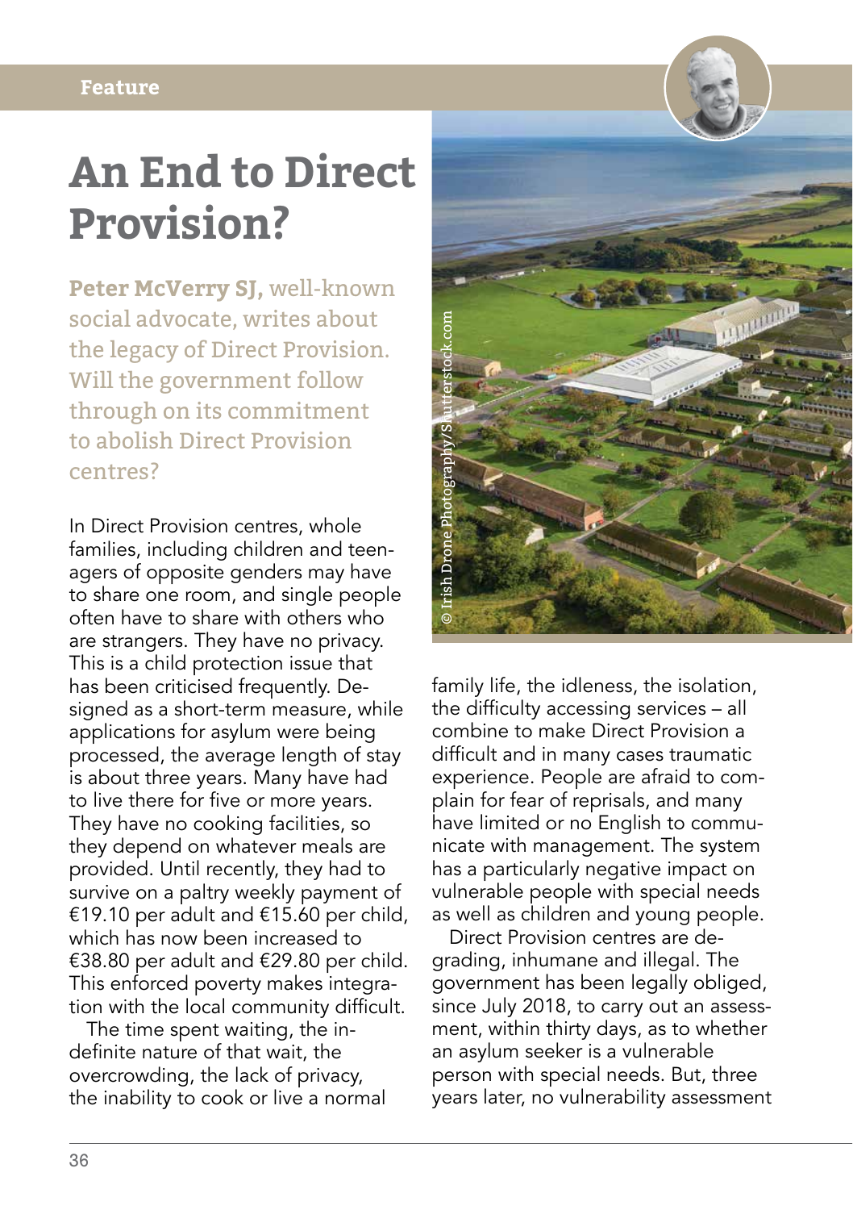Feature

# An End to Direct Provision?

**Peter McVerry SJ,** well-known social advocate, writes about the legacy of Direct Provision. Will the government follow through on its commitment to abolish Direct Provision centres?

© Irish Drone Photography/Shutterstock.com

In Direct Provision centres, whole families, including children and teenagers of opposite genders may have to share one room, and single people often have to share with others who are strangers. They have no privacy. This is a child protection issue that has been criticised frequently. Designed as a short-term measure, while applications for asylum were being processed, the average length of stay is about three years. Many have had to live there for five or more years. They have no cooking facilities, so they depend on whatever meals are provided. Until recently, they had to survive on a paltry weekly payment of €19.10 per adult and €15.60 per child, which has now been increased to €38.80 per adult and €29.80 per child. This enforced poverty makes integration with the local community difficult.

The time spent waiting, the indefinite nature of that wait, the overcrowding, the lack of privacy, the inability to cook or live a normal family life, the idleness, the isolation, the difficulty accessing services – all combine to make Direct Provision a difficult and in many cases traumatic experience. People are afraid to complain for fear of reprisals, and many have limited or no English to communicate with management. The system has a particularly negative impact on vulnerable people with special needs as well as children and young people.

Direct Provision centres are degrading, inhumane and illegal. The government has been legally obliged, since July 2018, to carry out an assessment, within thirty days, as to whether an asylum seeker is a vulnerable person with special needs. But, three years later, no vulnerability assessment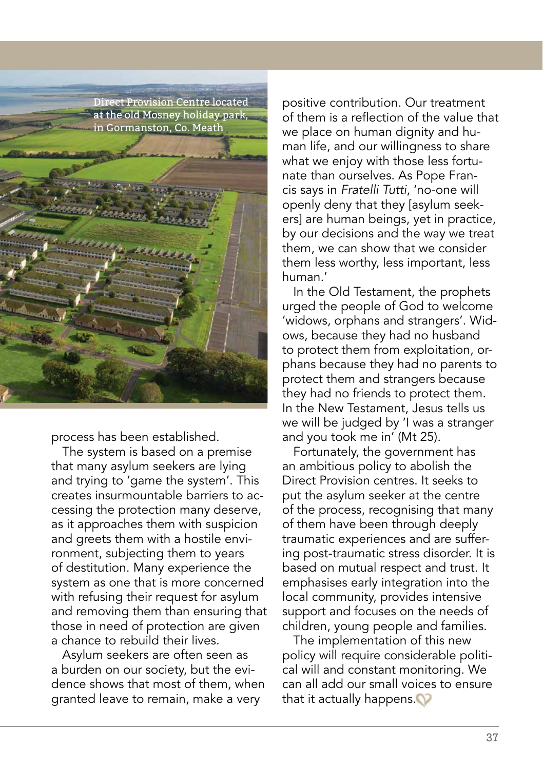Direct Provision Centre located at the old Mosney holiday park, in Gormanston, Co. Meath

process has been established.

The system is based on a premise that many asylum seekers are lying and trying to 'game the system'. This creates insurmountable barriers to accessing the protection many deserve, as it approaches them with suspicion and greets them with a hostile environment, subjecting them to years of destitution. Many experience the system as one that is more concerned with refusing their request for asylum and removing them than ensuring that those in need of protection are given a chance to rebuild their lives.

Asylum seekers are often seen as a burden on our society, but the evidence shows that most of them, when granted leave to remain, make a very positive contribution. Our treatment of them is a reflection of the value that we place on human dignity and human life, and our willingness to share what we enjoy with those less fortunate than ourselves. As Pope Francis says in *Fratelli Tutti*, 'no-one will openly deny that they [asylum seekers] are human beings, yet in practice, by our decisions and the way we treat them, we can show that we consider them less worthy, less important, less human.'

In the Old Testament, the prophets urged the people of God to welcome 'widows, orphans and strangers'. Widows, because they had no husband to protect them from exploitation, orphans because they had no parents to protect them and strangers because they had no friends to protect them. In the New Testament, Jesus tells us we will be judged by 'I was a stranger and you took me in' (Mt 25).

Fortunately, the government has an ambitious policy to abolish the Direct Provision centres. It seeks to put the asylum seeker at the centre of the process, recognising that many of them have been through deeply traumatic experiences and are suffering post-traumatic stress disorder. It is based on mutual respect and trust. It emphasises early integration into the local community, provides intensive support and focuses on the needs of children, young people and families.

The implementation of this new policy will require considerable political will and constant monitoring. We can all add our small voices to ensure that it actually happens.